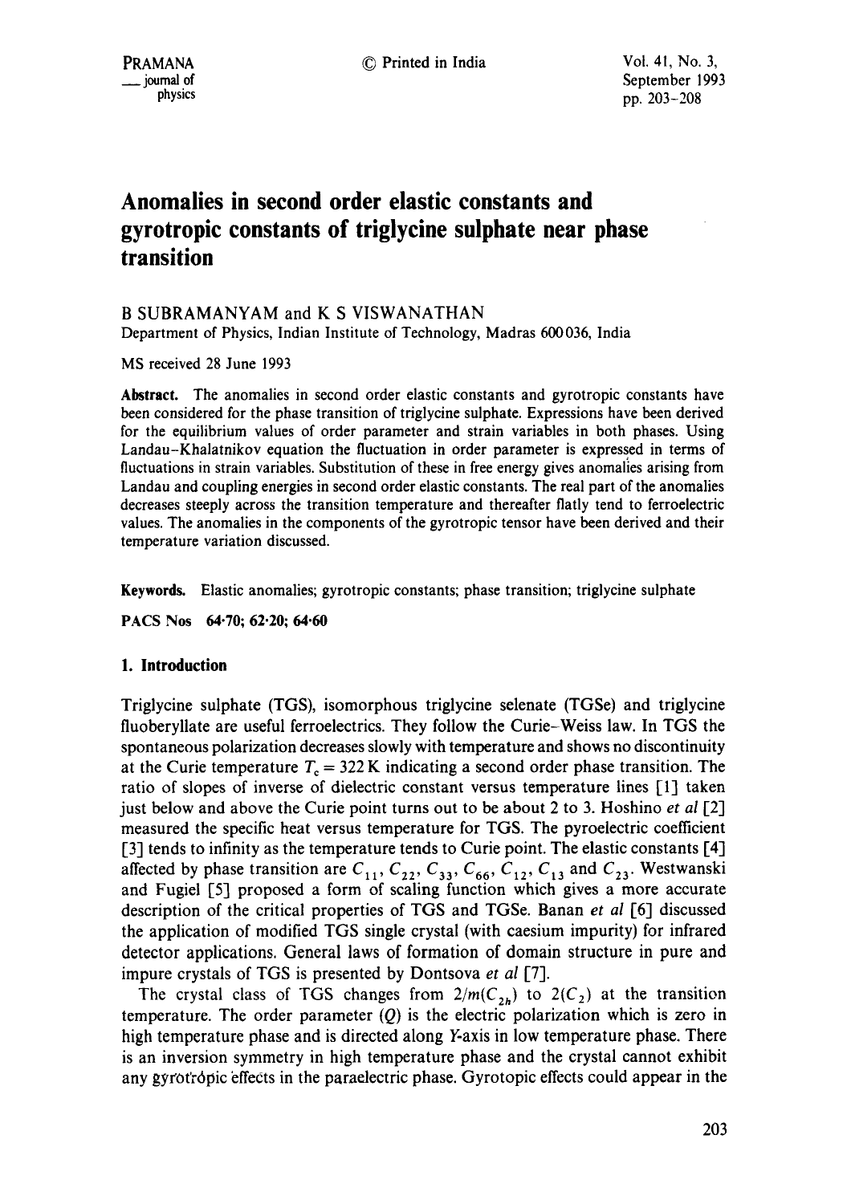# Anomalies in second order elastic constants and gyrotropic constants of triglycine sulphate near phase transition

B SUBRAMANYAM and K S VISWANATHAN

Department of Physics, Indian Institute of Technology, Madras 600036, India

MS received 28 June 1993

**Abstract.** The anomalies in second order elastic constants and gyrotropic constants have been considered for the phase transition of triglycine sulphate. Expressions have been derived for the equilibrium values of order parameter and strain variables in both phases. Using Landau–Khalatnikov equation the fluctuation in order parameter is expressed in terms of fluctuations in strain variables. Substitution of these in free energy gives anomalies arising from Landau and coupling energies in second order elastic constants. The real part of the anomalies decreases steeply across the transition temperature and thereafter flatly tend to ferroelectric values. The anomalies in the components of the gyrotropic tensor have been derived and their temperature variation discussed.

**Keywords.** Elastic anomalies; gyrotropic constants; phase transition; triglycine sulphate

**PACS Nos** 64·70; 62·20; 64·60

## 1. Introduction

Triglycine sulphate (TGS), isomorphous triglycine selenate (TGSe) and triglycine fluoberyllate are useful ferroelectrics. They follow the Curie–Weiss law. In TGS the spontaneous polarization decreases slowly with temperature and shows no discontinuity at the Curie temperature $T_c = 322$ K indicating a second order phase transition. The ratio of slopes of inverse of dielectric constant versus temperature lines [1] taken just below and above the Curie point turns out to be about 2 to 3. Hoshino *et al* [2] measured the specific heat versus temperature for TGS. The pyroelectric coefficient [3] tends to infinity as the temperature tends to Curie point. The elastic constants [4] affected by phase transition are $C_{11}$, $C_{22}$, $C_{33}$, $C_{66}$, $C_{12}$, $C_{13}$ and $C_{23}$. Westwanski and Fugiel [5] proposed a form of scaling function which gives a more accurate description of the critical properties of TGS and TGSe. Banan *et al* [6] discussed the application of modified TGS single crystal (with caesium impurity) for infrared detector applications. General laws of formation of domain structure in pure and impure crystals of TGS is presented by Dontsova *et al* [7].

The crystal class of TGS changes from $2/m(C_{2h})$ to $2(C_2)$ at the transition temperature. The order parameter ($Q$) is the electric polarization which is zero in high temperature phase and is directed along $Y$-axis in low temperature phase. There is an inversion symmetry in high temperature phase and the crystal cannot exhibit any gyrotropic effects in the paraelectric phase. Gyrotopic effects could appear in the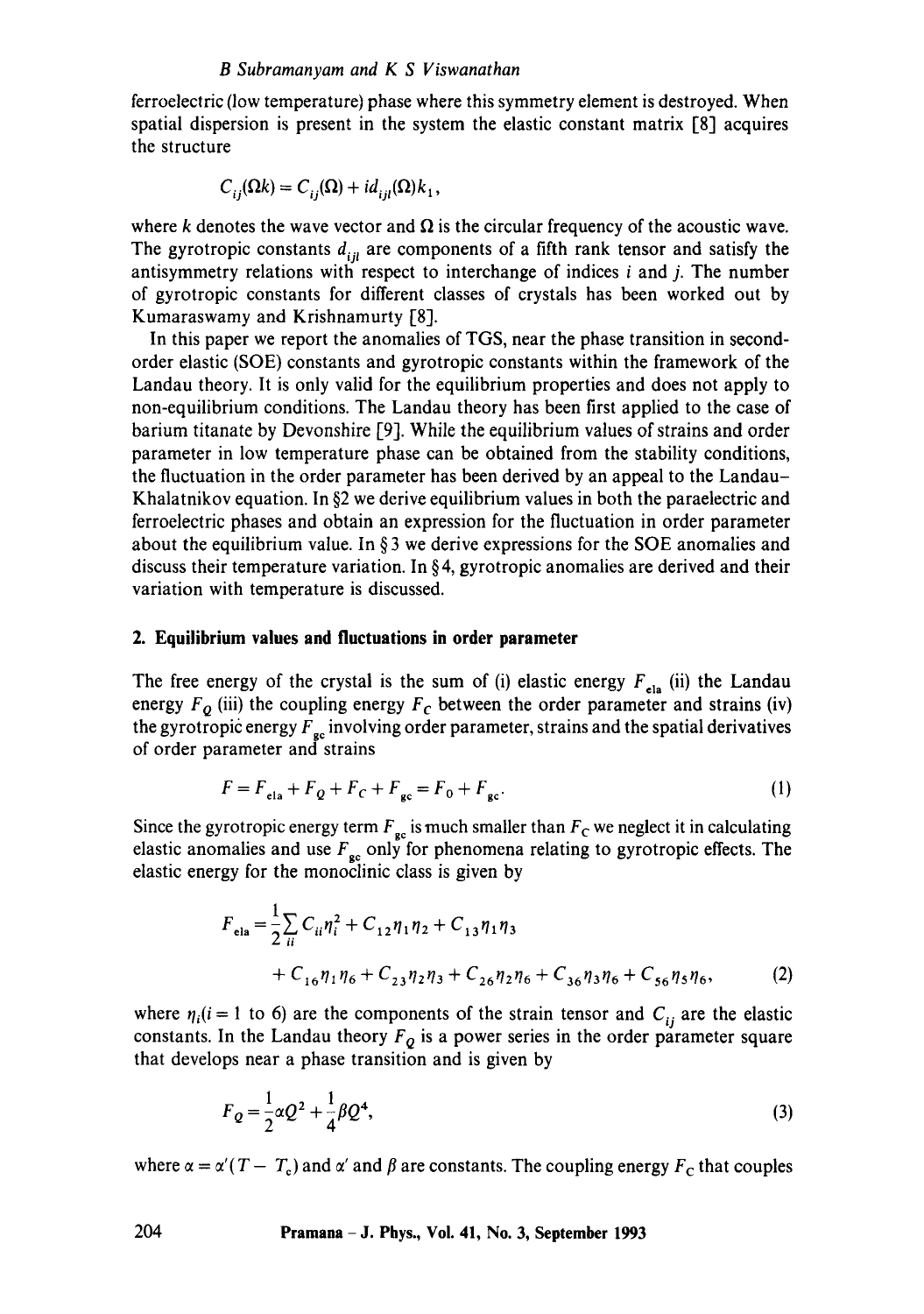ferroelectric (low temperature) phase where this symmetry element is destroyed. When spatial dispersion is present in the system the elastic constant matrix [8] acquires the structure

$$C_{ij}(\Omega k) = C_{ij}(\Omega) + id_{ijl}(\Omega)k_1,$$

where $k$ denotes the wave vector and $\Omega$ is the circular frequency of the acoustic wave. The gyrotropic constants $d_{ijl}$ are components of a fifth rank tensor and satisfy the antisymmetry relations with respect to interchange of indices $i$ and $j$. The number of gyrotropic constants for different classes of crystals has been worked out by Kumaraswamy and Krishnamurty [8].

In this paper we report the anomalies of TGS, near the phase transition in second-order elastic (SOE) constants and gyrotropic constants within the framework of the Landau theory. It is only valid for the equilibrium properties and does not apply to non-equilibrium conditions. The Landau theory has been first applied to the case of barium titanate by Devonshire [9]. While the equilibrium values of strains and order parameter in low temperature phase can be obtained from the stability conditions, the fluctuation in the order parameter has been derived by an appeal to the Landau–Khalatnikov equation. In §2 we derive equilibrium values in both the paraelectric and ferroelectric phases and obtain an expression for the fluctuation in order parameter about the equilibrium value. In §3 we derive expressions for the SOE anomalies and discuss their temperature variation. In §4, gyrotropic anomalies are derived and their variation with temperature is discussed.

## 2. Equilibrium values and fluctuations in order parameter

The free energy of the crystal is the sum of (i) elastic energy $F_{\text{ela}}$ (ii) the Landau energy $F_Q$ (iii) the coupling energy $F_C$ between the order parameter and strains (iv) the gyrotropic energy $F_{\text{gc}}$ involving order parameter, strains and the spatial derivatives of order parameter and strains

$$F = F_{\text{ela}} + F_Q + F_C + F_{\text{gc}} = F_0 + F_{\text{gc}}. \tag{1}$$

Since the gyrotropic energy term $F_{\text{gc}}$ is much smaller than $F_C$ we neglect it in calculating elastic anomalies and use $F_{\text{gc}}$ only for phenomena relating to gyrotropic effects. The elastic energy for the monoclinic class is given by

$$\begin{aligned} F_{\text{ela}} = \frac{1}{2}\sum_{ii} C_{ii}\eta_i^2 &+ C_{12}\eta_1\eta_2 + C_{13}\eta_1\eta_3 \\ &+ C_{16}\eta_1\eta_6 + C_{23}\eta_2\eta_3 + C_{26}\eta_2\eta_6 + C_{36}\eta_3\eta_6 + C_{56}\eta_5\eta_6, \end{aligned} \tag{2}$$

where $\eta_i (i = 1 \text{ to } 6)$ are the components of the strain tensor and $C_{ij}$ are the elastic constants. In the Landau theory $F_Q$ is a power series in the order parameter square that develops near a phase transition and is given by

$$F_Q = \frac{1}{2}\alpha Q^2 + \frac{1}{4}\beta Q^4, \tag{3}$$

where $\alpha = \alpha'(T - T_c)$ and $\alpha'$ and $\beta$ are constants. The coupling energy $F_C$ that couples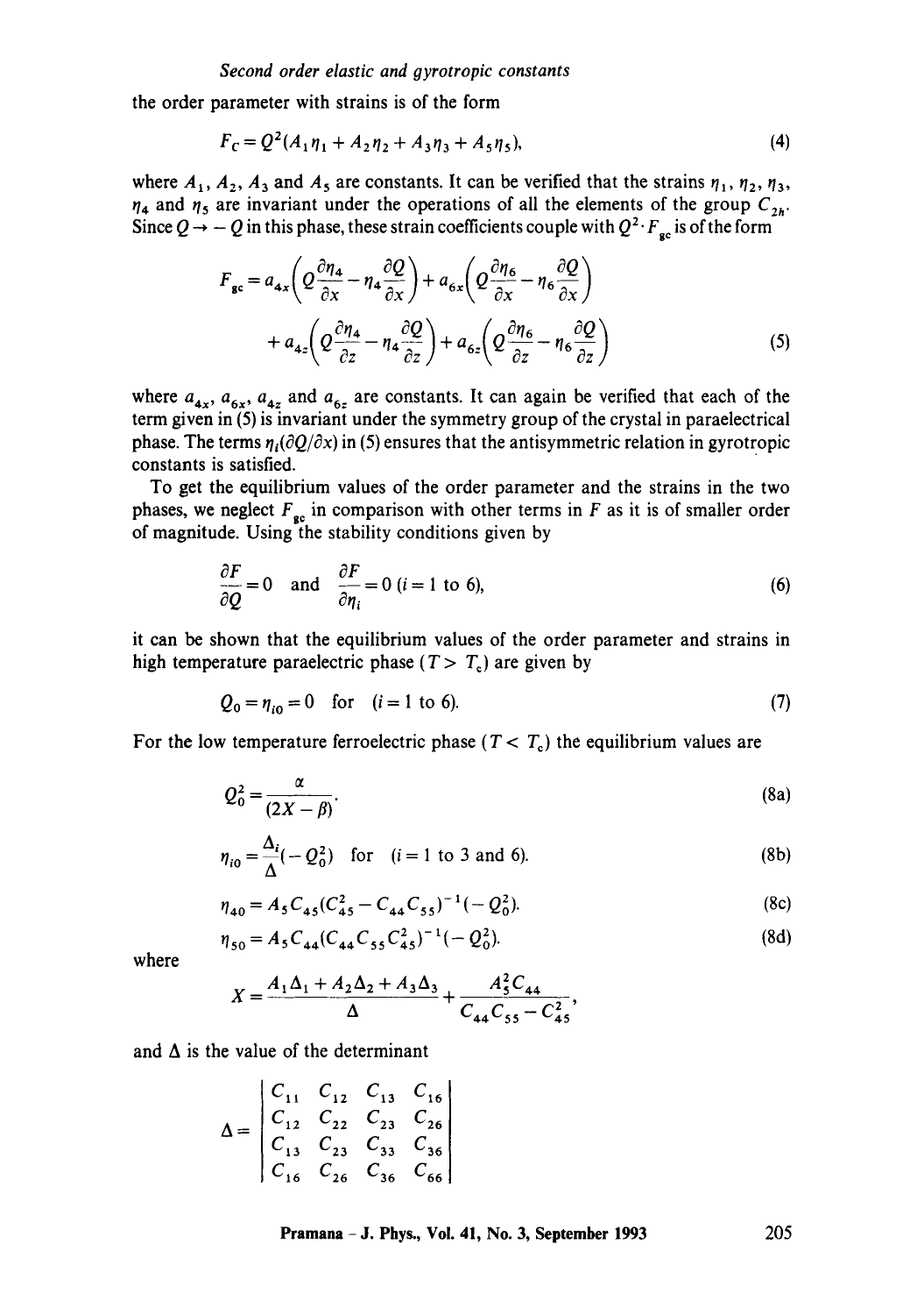the order parameter with strains is of the form

$$F_C = Q^2(A_1\eta_1 + A_2\eta_2 + A_3\eta_3 + A_5\eta_5), \tag{4}$$

where $A_1$, $A_2$, $A_3$ and $A_5$ are constants. It can be verified that the strains $\eta_1$, $\eta_2$, $\eta_3$, $\eta_4$ and $\eta_5$ are invariant under the operations of all the elements of the group $C_{2h}$. Since $Q \to -Q$ in this phase, these strain coefficients couple with $Q^2 \cdot F_{gc}$ is of the form

$$F_{gc} = a_{4x}\left(Q\frac{\partial\eta_4}{\partial x} - \eta_4\frac{\partial Q}{\partial x}\right) + a_{6x}\left(Q\frac{\partial\eta_6}{\partial x} - \eta_6\frac{\partial Q}{\partial x}\right)$$
$$+ a_{4z}\left(Q\frac{\partial\eta_4}{\partial z} - \eta_4\frac{\partial Q}{\partial z}\right) + a_{6z}\left(Q\frac{\partial\eta_6}{\partial z} - \eta_6\frac{\partial Q}{\partial z}\right) \tag{5}$$

where $a_{4x}$, $a_{6x}$, $a_{4z}$ and $a_{6z}$ are constants. It can again be verified that each of the term given in (5) is invariant under the symmetry group of the crystal in paraelectrical phase. The terms $\eta_i(\partial Q/\partial x)$ in (5) ensures that the antisymmetric relation in gyrotropic constants is satisfied.

To get the equilibrium values of the order parameter and the strains in the two phases, we neglect $F_{gc}$ in comparison with other terms in $F$ as it is of smaller order of magnitude. Using the stability conditions given by

$$\frac{\partial F}{\partial Q} = 0 \quad \text{and} \quad \frac{\partial F}{\partial \eta_i} = 0 \ (i = 1 \text{ to } 6), \tag{6}$$

it can be shown that the equilibrium values of the order parameter and strains in high temperature paraelectric phase ($T > T_c$) are given by

$$Q_0 = \eta_{i0} = 0 \quad \text{for} \quad (i = 1 \text{ to } 6). \tag{7}$$

For the low temperature ferroelectric phase ($T < T_c$) the equilibrium values are

$$Q_0^2 = \frac{\alpha}{(2X - \beta)}. \tag{8a}$$

$$\eta_{i0} = \frac{\Delta_i}{\Delta}(-Q_0^2) \quad \text{for} \quad (i = 1 \text{ to } 3 \text{ and } 6). \tag{8b}$$

$$\eta_{40} = A_5 C_{45}(C_{45}^2 - C_{44}C_{55})^{-1}(-Q_0^2). \tag{8c}$$

$$\eta_{50} = A_5 C_{44}(C_{44}C_{55}C_{45}^2)^{-1}(-Q_0^2). \tag{8d}$$

where

$$X = \frac{A_1\Delta_1 + A_2\Delta_2 + A_3\Delta_3}{\Delta} + \frac{A_5^2 C_{44}}{C_{44}C_{55} - C_{45}^2},$$

and $\Delta$ is the value of the determinant

$$\Delta = \begin{vmatrix} C_{11} & C_{12} & C_{13} & C_{16} \\ C_{12} & C_{22} & C_{23} & C_{26} \\ C_{13} & C_{23} & C_{33} & C_{36} \\ C_{16} & C_{26} & C_{36} & C_{66} \end{vmatrix}$$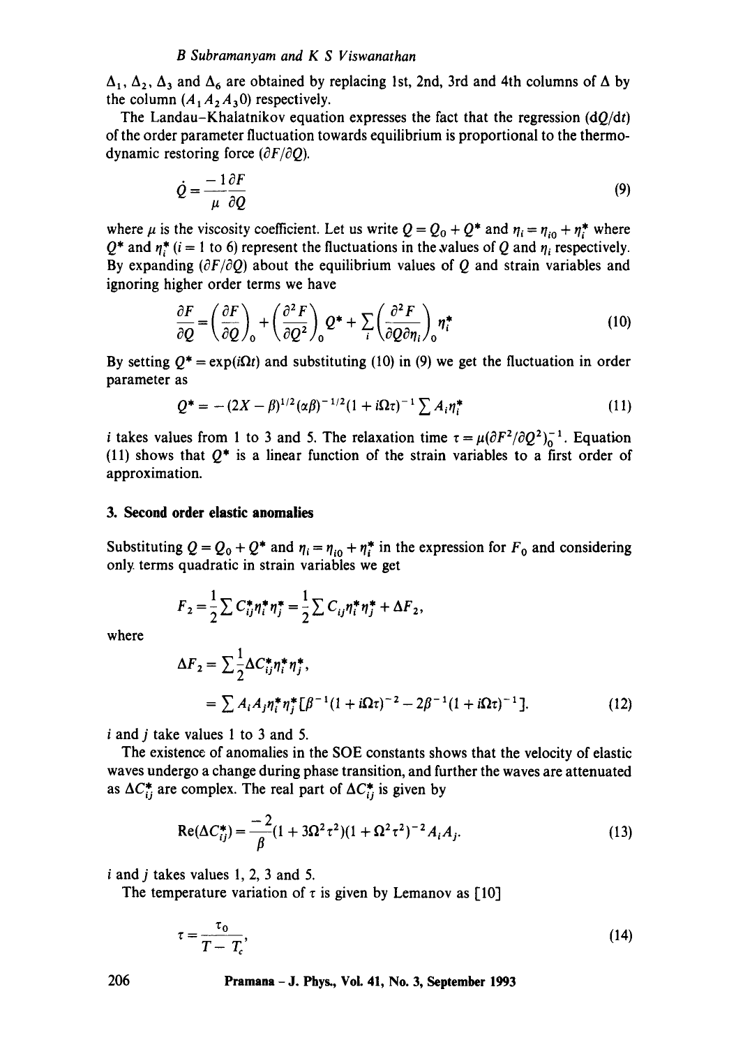$\Delta_1$, $\Delta_2$, $\Delta_3$ and $\Delta_6$ are obtained by replacing 1st, 2nd, 3rd and 4th columns of $\Delta$ by the column $(A_1 A_2 A_3 0)$ respectively.

The Landau–Khalatnikov equation expresses the fact that the regression $(dQ/dt)$ of the order parameter fluctuation towards equilibrium is proportional to the thermodynamic restoring force $(\partial F/\partial Q)$.

$$\dot{Q} = \frac{-1}{\mu}\frac{\partial F}{\partial Q} \tag{9}$$

where $\mu$ is the viscosity coefficient. Let us write $Q = Q_0 + Q^*$ and $\eta_i = \eta_{i0} + \eta_i^*$ where $Q^*$ and $\eta_i^*$ ($i = 1$ to 6) represent the fluctuations in the values of $Q$ and $\eta_i$ respectively. By expanding $(\partial F/\partial Q)$ about the equilibrium values of $Q$ and strain variables and ignoring higher order terms we have

$$\frac{\partial F}{\partial Q} = \left(\frac{\partial F}{\partial Q}\right)_0 + \left(\frac{\partial^2 F}{\partial Q^2}\right)_0 Q^* + \sum_i \left(\frac{\partial^2 F}{\partial Q \partial \eta_i}\right)_0 \eta_i^* \tag{10}$$

By setting $Q^* = \exp(i\Omega t)$ and substituting (10) in (9) we get the fluctuation in order parameter as

$$Q^* = -(2X - \beta)^{1/2}(\alpha\beta)^{-1/2}(1 + i\Omega\tau)^{-1}\sum A_i \eta_i^* \tag{11}$$

$i$ takes values from 1 to 3 and 5. The relaxation time $\tau = \mu(\partial F^2/\partial Q^2)_0^{-1}$. Equation (11) shows that $Q^*$ is a linear function of the strain variables to a first order of approximation.

## 3. Second order elastic anomalies

Substituting $Q = Q_0 + Q^*$ and $\eta_i = \eta_{i0} + \eta_i^*$ in the expression for $F_0$ and considering only terms quadratic in strain variables we get

$$F_2 = \frac{1}{2}\sum C_{ij}^* \eta_i^* \eta_j^* = \frac{1}{2}\sum C_{ij}\eta_i^* \eta_j^* + \Delta F_2,$$

where

$$\begin{aligned}\Delta F_2 &= \sum \frac{1}{2}\Delta C_{ij}^* \eta_i^* \eta_j^*, \\ &= \sum A_i A_j \eta_i^* \eta_j^* [\beta^{-1}(1 + i\Omega\tau)^{-2} - 2\beta^{-1}(1 + i\Omega\tau)^{-1}].\end{aligned} \tag{12}$$

$i$ and $j$ take values 1 to 3 and 5.

The existence of anomalies in the SOE constants shows that the velocity of elastic waves undergo a change during phase transition, and further the waves are attenuated as $\Delta C_{ij}^*$ are complex. The real part of $\Delta C_{ij}^*$ is given by

$$\mathrm{Re}(\Delta C_{ij}^*) = \frac{-2}{\beta}(1 + 3\Omega^2\tau^2)(1 + \Omega^2\tau^2)^{-2} A_i A_j. \tag{13}$$

$i$ and $j$ takes values 1, 2, 3 and 5.

The temperature variation of $\tau$ is given by Lemanov as [10]

$$\tau = \frac{\tau_0}{T - T_c}, \tag{14}$$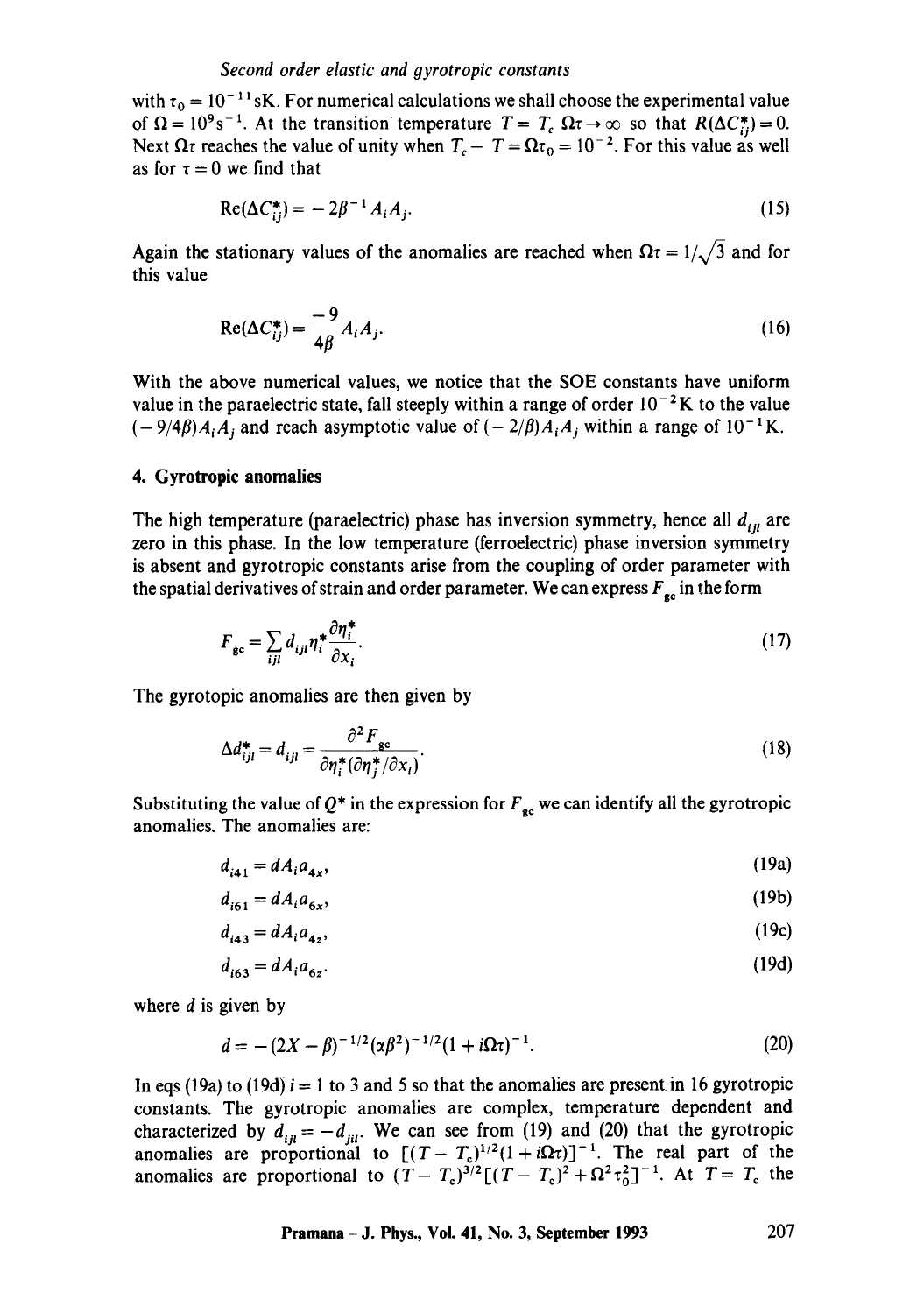with $\tau_0 = 10^{-11}$ sK. For numerical calculations we shall choose the experimental value of $\Omega = 10^9 s^{-1}$. At the transition temperature $T = T_c$ $\Omega\tau \to \infty$ so that $R(\Delta C_{ij}^*) = 0$. Next $\Omega\tau$ reaches the value of unity when $T_c - T = \Omega\tau_0 = 10^{-2}$. For this value as well as for $\tau = 0$ we find that

$$\mathrm{Re}(\Delta C_{ij}^*) = -2\beta^{-1} A_i A_j. \tag{15}$$

Again the stationary values of the anomalies are reached when $\Omega\tau = 1/\sqrt{3}$ and for this value

$$\mathrm{Re}(\Delta C_{ij}^*) = \frac{-9}{4\beta} A_i A_j. \tag{16}$$

With the above numerical values, we notice that the SOE constants have uniform value in the paraelectric state, fall steeply within a range of order $10^{-2}$ K to the value $(-9/4\beta)A_i A_j$ and reach asymptotic value of $(-2/\beta)A_i A_j$ within a range of $10^{-1}$ K.

### 4. Gyrotropic anomalies

The high temperature (paraelectric) phase has inversion symmetry, hence all $d_{ijl}$ are zero in this phase. In the low temperature (ferroelectric) phase inversion symmetry is absent and gyrotropic constants arise from the coupling of order parameter with the spatial derivatives of strain and order parameter. We can express $F_{gc}$ in the form

$$F_{gc} = \sum_{ijl} d_{ijl} \eta_i^* \frac{\partial \eta_i^*}{\partial x_l}. \tag{17}$$

The gyrotopic anomalies are then given by

$$\Delta d_{ijl}^* = d_{ijl} = \frac{\partial^2 F_{gc}}{\partial \eta_i^* (\partial \eta_j^* / \partial x_l)}. \tag{18}$$

Substituting the value of $Q^*$ in the expression for $F_{gc}$ we can identify all the gyrotropic anomalies. The anomalies are:

$$d_{i41} = dA_i a_{4x}, \tag{19a}$$

$$d_{i61} = dA_i a_{6x}, \tag{19b}$$

$$d_{i43} = dA_i a_{4z}, \tag{19c}$$

$$d_{i63} = dA_i a_{6z}. \tag{19d}$$

where $d$ is given by

$$d = -(2X - \beta)^{-1/2}(\alpha\beta^2)^{-1/2}(1 + i\Omega\tau)^{-1}. \tag{20}$$

In eqs (19a) to (19d) $i = 1$ to 3 and 5 so that the anomalies are present in 16 gyrotropic constants. The gyrotropic anomalies are complex, temperature dependent and characterized by $d_{ijl} = -d_{jil}$. We can see from (19) and (20) that the gyrotropic anomalies are proportional to $[(T - T_c)^{1/2}(1 + i\Omega\tau)]^{-1}$. The real part of the anomalies are proportional to $(T - T_c)^{3/2}[(T - T_c)^2 + \Omega^2\tau_0^2]^{-1}$. At $T = T_c$ the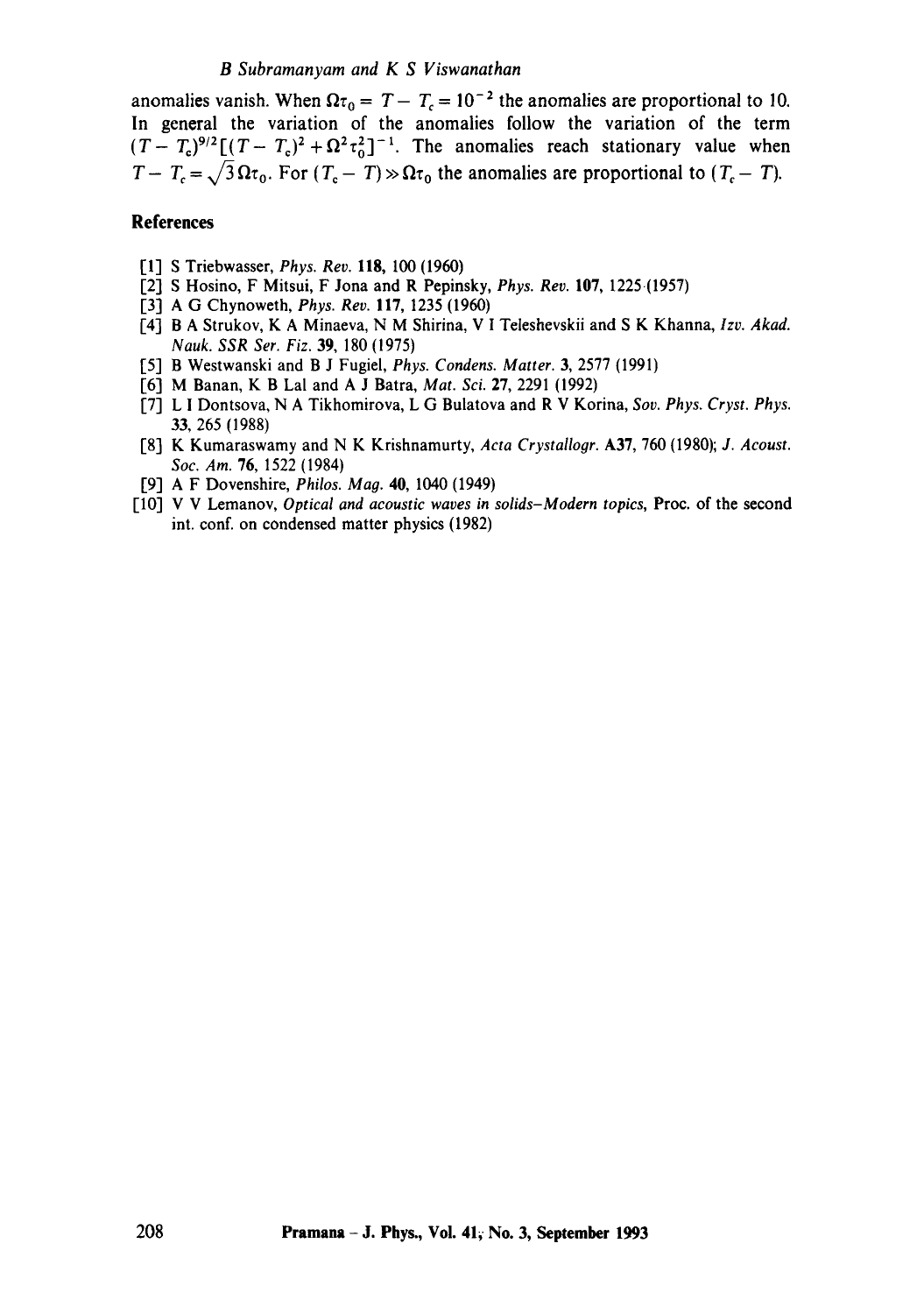anomalies vanish. When $\Omega\tau_0 = T - T_c = 10^{-2}$ the anomalies are proportional to 10. In general the variation of the anomalies follow the variation of the term $(T - T_c)^{9/2}[(T - T_c)^2 + \Omega^2\tau_0^2]^{-1}$. The anomalies reach stationary value when $T - T_c = \sqrt{3}\,\Omega\tau_0$. For $(T_c - T) \gg \Omega\tau_0$ the anomalies are proportional to $(T_c - T)$.

## References

[1] S Triebwasser, *Phys. Rev.* **118**, 100 (1960)

[2] S Hosino, F Mitsui, F Jona and R Pepinsky, *Phys. Rev.* **107**, 1225 (1957)

[3] A G Chynoweth, *Phys. Rev.* **117**, 1235 (1960)

[4] B A Strukov, K A Minaeva, N M Shirina, V I Teleshevskii and S K Khanna, *Izv. Akad. Nauk. SSR Ser. Fiz.* **39**, 180 (1975)

[5] B Westwanski and B J Fugiel, *Phys. Condens. Matter.* **3**, 2577 (1991)

[6] M Banan, K B Lal and A J Batra, *Mat. Sci.* **27**, 2291 (1992)

[7] L I Dontsova, N A Tikhomirova, L G Bulatova and R V Korina, *Sov. Phys. Cryst. Phys.* **33**, 265 (1988)

[8] K Kumaraswamy and N K Krishnamurty, *Acta Crystallogr.* **A37**, 760 (1980); *J. Acoust. Soc. Am.* **76**, 1522 (1984)

[9] A F Dovenshire, *Philos. Mag.* **40**, 1040 (1949)

[10] V V Lemanov, *Optical and acoustic waves in solids–Modern topics*, Proc. of the second int. conf. on condensed matter physics (1982)